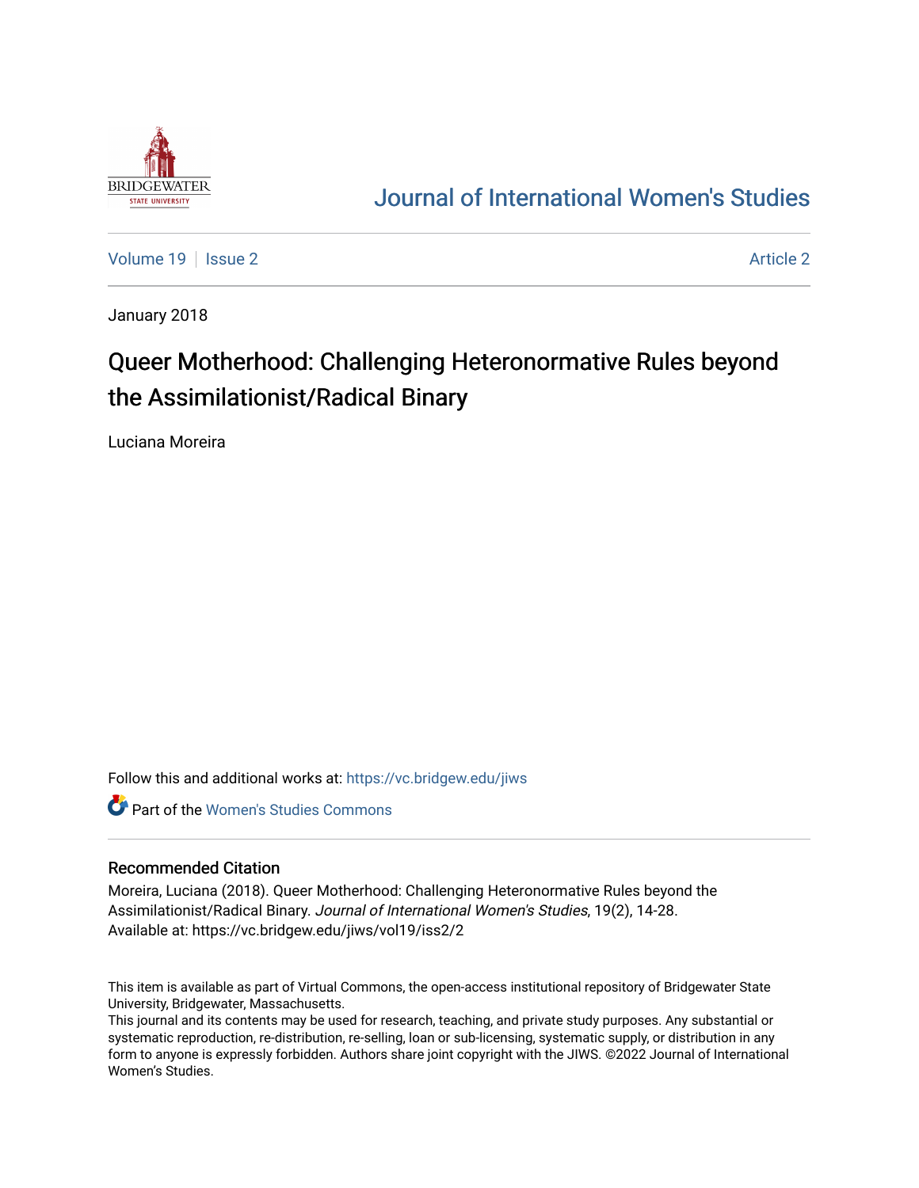Journal of International Women's Studies

Volume 19 | Issue 2 | Article 2

January 2018

# Queer Motherhood: Challenging Heteronormative Rules beyond the Assimilationist/Radical Binary

Luciana Moreira

Follow this and additional works at: https://vc.bridgew.edu/jiws

Part of the Women's Studies Commons

## Recommended Citation

Moreira, Luciana (2018). Queer Motherhood: Challenging Heteronormative Rules beyond the Assimilationist/Radical Binary. *Journal of International Women's Studies*, 19(2), 14-28.
Available at: https://vc.bridgew.edu/jiws/vol19/iss2/2

This item is available as part of Virtual Commons, the open-access institutional repository of Bridgewater State University, Bridgewater, Massachusetts.
This journal and its contents may be used for research, teaching, and private study purposes. Any substantial or systematic reproduction, re-distribution, re-selling, loan or sub-licensing, systematic supply, or distribution in any form to anyone is expressly forbidden. Authors share joint copyright with the JIWS. ©2022 Journal of International Women's Studies.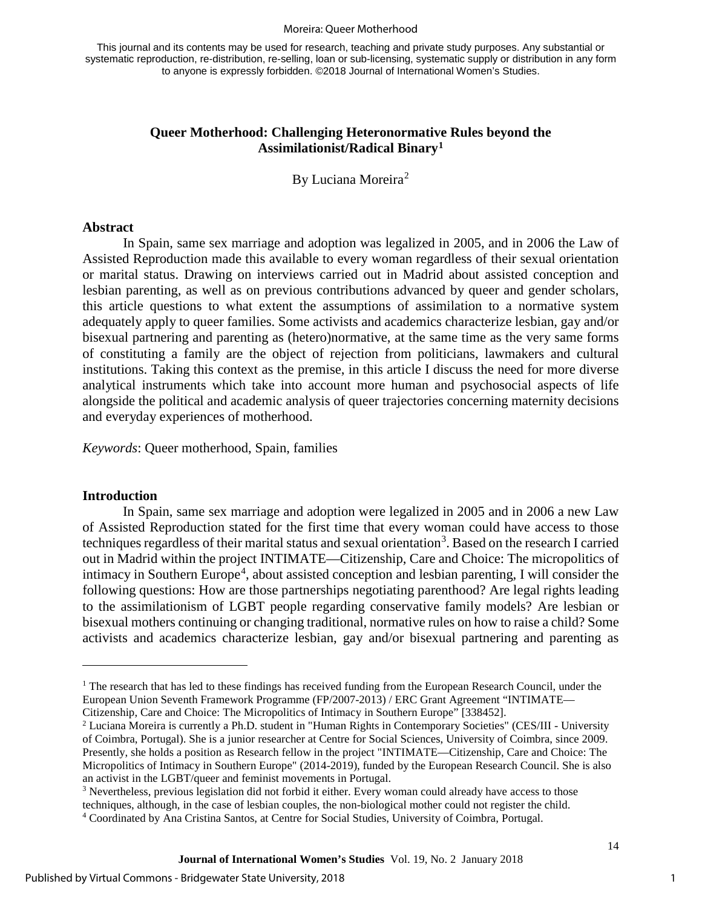This journal and its contents may be used for research, teaching and private study purposes. Any substantial or systematic reproduction, re-distribution, re-selling, loan or sub-licensing, systematic supply or distribution in any form to anyone is expressly forbidden. ©2018 Journal of International Women's Studies.

# Queer Motherhood: Challenging Heteronormative Rules beyond the Assimilationist/Radical Binary[1]

By Luciana Moreira[2]

## Abstract

In Spain, same sex marriage and adoption was legalized in 2005, and in 2006 the Law of Assisted Reproduction made this available to every woman regardless of their sexual orientation or marital status. Drawing on interviews carried out in Madrid about assisted conception and lesbian parenting, as well as on previous contributions advanced by queer and gender scholars, this article questions to what extent the assumptions of assimilation to a normative system adequately apply to queer families. Some activists and academics characterize lesbian, gay and/or bisexual partnering and parenting as (hetero)normative, at the same time as the very same forms of constituting a family are the object of rejection from politicians, lawmakers and cultural institutions. Taking this context as the premise, in this article I discuss the need for more diverse analytical instruments which take into account more human and psychosocial aspects of life alongside the political and academic analysis of queer trajectories concerning maternity decisions and everyday experiences of motherhood.

*Keywords*: Queer motherhood, Spain, families

## Introduction

In Spain, same sex marriage and adoption were legalized in 2005 and in 2006 a new Law of Assisted Reproduction stated for the first time that every woman could have access to those techniques regardless of their marital status and sexual orientation[3]. Based on the research I carried out in Madrid within the project INTIMATE—Citizenship, Care and Choice: The micropolitics of intimacy in Southern Europe[4], about assisted conception and lesbian parenting, I will consider the following questions: How are those partnerships negotiating parenthood? Are legal rights leading to the assimilationism of LGBT people regarding conservative family models? Are lesbian or bisexual mothers continuing or changing traditional, normative rules on how to raise a child? Some activists and academics characterize lesbian, gay and/or bisexual partnering and parenting as

---

[1] The research that has led to these findings has received funding from the European Research Council, under the European Union Seventh Framework Programme (FP/2007-2013) / ERC Grant Agreement "INTIMATE—Citizenship, Care and Choice: The Micropolitics of Intimacy in Southern Europe" [338452].

[2] Luciana Moreira is currently a Ph.D. student in "Human Rights in Contemporary Societies" (CES/III - University of Coimbra, Portugal). She is a junior researcher at Centre for Social Sciences, University of Coimbra, since 2009. Presently, she holds a position as Research fellow in the project "INTIMATE—Citizenship, Care and Choice: The Micropolitics of Intimacy in Southern Europe" (2014-2019), funded by the European Research Council. She is also an activist in the LGBT/queer and feminist movements in Portugal.

[3] Nevertheless, previous legislation did not forbid it either. Every woman could already have access to those techniques, although, in the case of lesbian couples, the non-biological mother could not register the child.

[4] Coordinated by Ana Cristina Santos, at Centre for Social Studies, University of Coimbra, Portugal.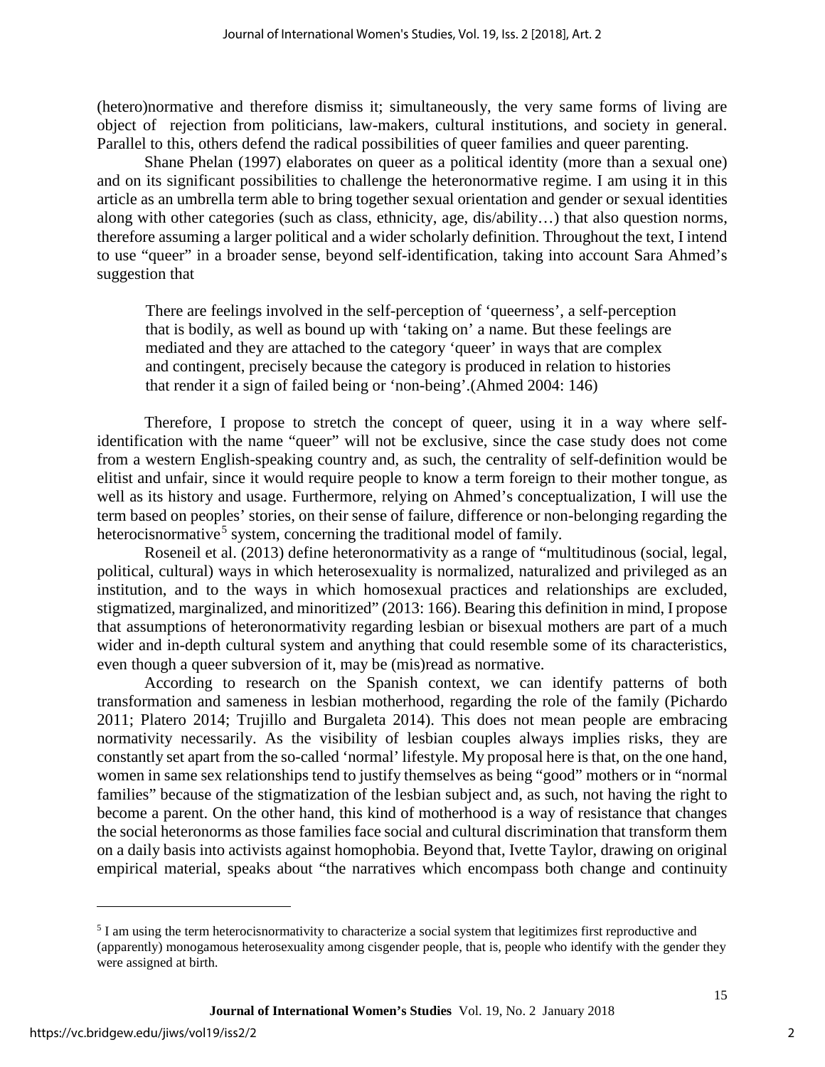(hetero)normative and therefore dismiss it; simultaneously, the very same forms of living are object of rejection from politicians, law-makers, cultural institutions, and society in general. Parallel to this, others defend the radical possibilities of queer families and queer parenting.

Shane Phelan (1997) elaborates on queer as a political identity (more than a sexual one) and on its significant possibilities to challenge the heteronormative regime. I am using it in this article as an umbrella term able to bring together sexual orientation and gender or sexual identities along with other categories (such as class, ethnicity, age, dis/ability…) that also question norms, therefore assuming a larger political and a wider scholarly definition. Throughout the text, I intend to use "queer" in a broader sense, beyond self-identification, taking into account Sara Ahmed's suggestion that

> There are feelings involved in the self-perception of 'queerness', a self-perception that is bodily, as well as bound up with 'taking on' a name. But these feelings are mediated and they are attached to the category 'queer' in ways that are complex and contingent, precisely because the category is produced in relation to histories that render it a sign of failed being or 'non-being'.(Ahmed 2004: 146)

Therefore, I propose to stretch the concept of queer, using it in a way where self-identification with the name "queer" will not be exclusive, since the case study does not come from a western English-speaking country and, as such, the centrality of self-definition would be elitist and unfair, since it would require people to know a term foreign to their mother tongue, as well as its history and usage. Furthermore, relying on Ahmed's conceptualization, I will use the term based on peoples' stories, on their sense of failure, difference or non-belonging regarding the heterocisnormative[5] system, concerning the traditional model of family.

Roseneil et al. (2013) define heteronormativity as a range of "multitudinous (social, legal, political, cultural) ways in which heterosexuality is normalized, naturalized and privileged as an institution, and to the ways in which homosexual practices and relationships are excluded, stigmatized, marginalized, and minoritized" (2013: 166). Bearing this definition in mind, I propose that assumptions of heteronormativity regarding lesbian or bisexual mothers are part of a much wider and in-depth cultural system and anything that could resemble some of its characteristics, even though a queer subversion of it, may be (mis)read as normative.

According to research on the Spanish context, we can identify patterns of both transformation and sameness in lesbian motherhood, regarding the role of the family (Pichardo 2011; Platero 2014; Trujillo and Burgaleta 2014). This does not mean people are embracing normativity necessarily. As the visibility of lesbian couples always implies risks, they are constantly set apart from the so-called 'normal' lifestyle. My proposal here is that, on the one hand, women in same sex relationships tend to justify themselves as being "good" mothers or in "normal families" because of the stigmatization of the lesbian subject and, as such, not having the right to become a parent. On the other hand, this kind of motherhood is a way of resistance that changes the social heteronorms as those families face social and cultural discrimination that transform them on a daily basis into activists against homophobia. Beyond that, Ivette Taylor, drawing on original empirical material, speaks about "the narratives which encompass both change and continuity

---

[5] I am using the term heterocisnormativity to characterize a social system that legitimizes first reproductive and (apparently) monogamous heterosexuality among cisgender people, that is, people who identify with the gender they were assigned at birth.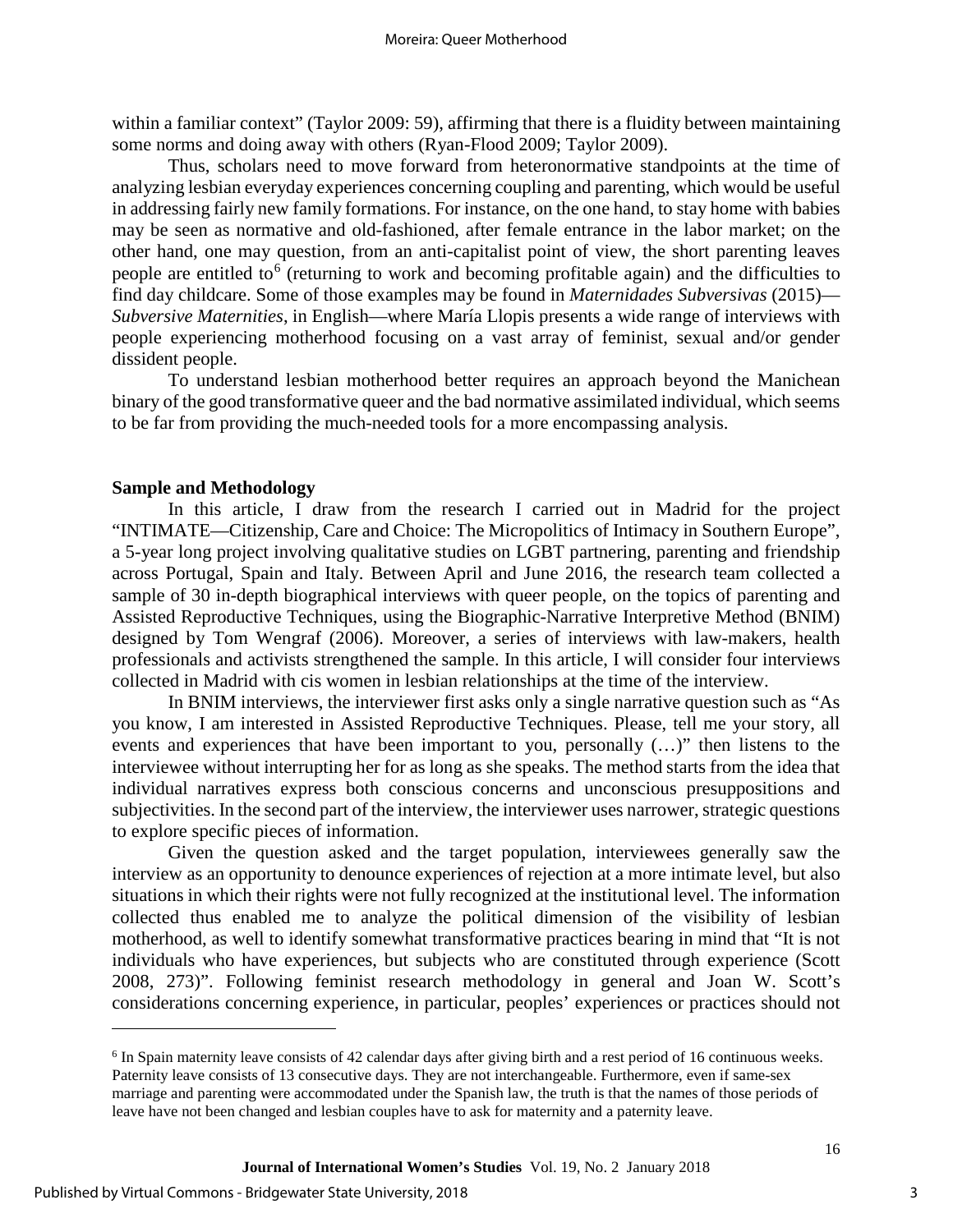within a familiar context" (Taylor 2009: 59), affirming that there is a fluidity between maintaining some norms and doing away with others (Ryan-Flood 2009; Taylor 2009).

Thus, scholars need to move forward from heteronormative standpoints at the time of analyzing lesbian everyday experiences concerning coupling and parenting, which would be useful in addressing fairly new family formations. For instance, on the one hand, to stay home with babies may be seen as normative and old-fashioned, after female entrance in the labor market; on the other hand, one may question, from an anti-capitalist point of view, the short parenting leaves people are entitled to[6] (returning to work and becoming profitable again) and the difficulties to find day childcare. Some of those examples may be found in *Maternidades Subversivas* (2015)—*Subversive Maternities*, in English—where María Llopis presents a wide range of interviews with people experiencing motherhood focusing on a vast array of feminist, sexual and/or gender dissident people.

To understand lesbian motherhood better requires an approach beyond the Manichean binary of the good transformative queer and the bad normative assimilated individual, which seems to be far from providing the much-needed tools for a more encompassing analysis.

## Sample and Methodology

In this article, I draw from the research I carried out in Madrid for the project "INTIMATE—Citizenship, Care and Choice: The Micropolitics of Intimacy in Southern Europe", a 5-year long project involving qualitative studies on LGBT partnering, parenting and friendship across Portugal, Spain and Italy. Between April and June 2016, the research team collected a sample of 30 in-depth biographical interviews with queer people, on the topics of parenting and Assisted Reproductive Techniques, using the Biographic-Narrative Interpretive Method (BNIM) designed by Tom Wengraf (2006). Moreover, a series of interviews with law-makers, health professionals and activists strengthened the sample. In this article, I will consider four interviews collected in Madrid with cis women in lesbian relationships at the time of the interview.

In BNIM interviews, the interviewer first asks only a single narrative question such as "As you know, I am interested in Assisted Reproductive Techniques. Please, tell me your story, all events and experiences that have been important to you, personally (…)" then listens to the interviewee without interrupting her for as long as she speaks. The method starts from the idea that individual narratives express both conscious concerns and unconscious presuppositions and subjectivities. In the second part of the interview, the interviewer uses narrower, strategic questions to explore specific pieces of information.

Given the question asked and the target population, interviewees generally saw the interview as an opportunity to denounce experiences of rejection at a more intimate level, but also situations in which their rights were not fully recognized at the institutional level. The information collected thus enabled me to analyze the political dimension of the visibility of lesbian motherhood, as well to identify somewhat transformative practices bearing in mind that "It is not individuals who have experiences, but subjects who are constituted through experience (Scott 2008, 273)". Following feminist research methodology in general and Joan W. Scott's considerations concerning experience, in particular, peoples' experiences or practices should not

---

[6] In Spain maternity leave consists of 42 calendar days after giving birth and a rest period of 16 continuous weeks. Paternity leave consists of 13 consecutive days. They are not interchangeable. Furthermore, even if same-sex marriage and parenting were accommodated under the Spanish law, the truth is that the names of those periods of leave have not been changed and lesbian couples have to ask for maternity and a paternity leave.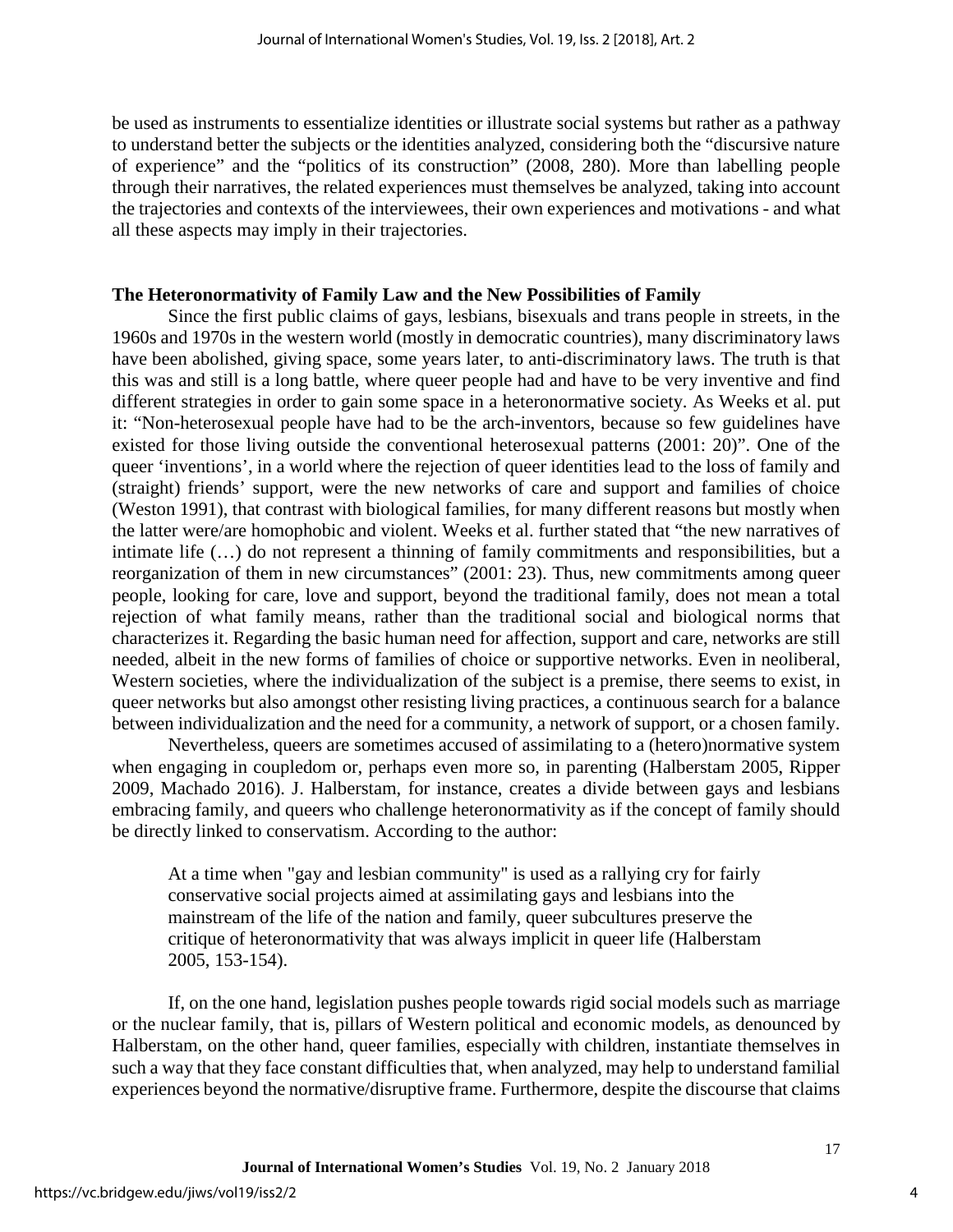be used as instruments to essentialize identities or illustrate social systems but rather as a pathway to understand better the subjects or the identities analyzed, considering both the "discursive nature of experience" and the "politics of its construction" (2008, 280). More than labelling people through their narratives, the related experiences must themselves be analyzed, taking into account the trajectories and contexts of the interviewees, their own experiences and motivations - and what all these aspects may imply in their trajectories.

## The Heteronormativity of Family Law and the New Possibilities of Family

Since the first public claims of gays, lesbians, bisexuals and trans people in streets, in the 1960s and 1970s in the western world (mostly in democratic countries), many discriminatory laws have been abolished, giving space, some years later, to anti-discriminatory laws. The truth is that this was and still is a long battle, where queer people had and have to be very inventive and find different strategies in order to gain some space in a heteronormative society. As Weeks et al. put it: "Non-heterosexual people have had to be the arch-inventors, because so few guidelines have existed for those living outside the conventional heterosexual patterns (2001: 20)". One of the queer 'inventions', in a world where the rejection of queer identities lead to the loss of family and (straight) friends' support, were the new networks of care and support and families of choice (Weston 1991), that contrast with biological families, for many different reasons but mostly when the latter were/are homophobic and violent. Weeks et al. further stated that "the new narratives of intimate life (…) do not represent a thinning of family commitments and responsibilities, but a reorganization of them in new circumstances" (2001: 23). Thus, new commitments among queer people, looking for care, love and support, beyond the traditional family, does not mean a total rejection of what family means, rather than the traditional social and biological norms that characterizes it. Regarding the basic human need for affection, support and care, networks are still needed, albeit in the new forms of families of choice or supportive networks. Even in neoliberal, Western societies, where the individualization of the subject is a premise, there seems to exist, in queer networks but also amongst other resisting living practices, a continuous search for a balance between individualization and the need for a community, a network of support, or a chosen family.

Nevertheless, queers are sometimes accused of assimilating to a (hetero)normative system when engaging in coupledom or, perhaps even more so, in parenting (Halberstam 2005, Ripper 2009, Machado 2016). J. Halberstam, for instance, creates a divide between gays and lesbians embracing family, and queers who challenge heteronormativity as if the concept of family should be directly linked to conservatism. According to the author:

> At a time when "gay and lesbian community" is used as a rallying cry for fairly conservative social projects aimed at assimilating gays and lesbians into the mainstream of the life of the nation and family, queer subcultures preserve the critique of heteronormativity that was always implicit in queer life (Halberstam 2005, 153-154).

If, on the one hand, legislation pushes people towards rigid social models such as marriage or the nuclear family, that is, pillars of Western political and economic models, as denounced by Halberstam, on the other hand, queer families, especially with children, instantiate themselves in such a way that they face constant difficulties that, when analyzed, may help to understand familial experiences beyond the normative/disruptive frame. Furthermore, despite the discourse that claims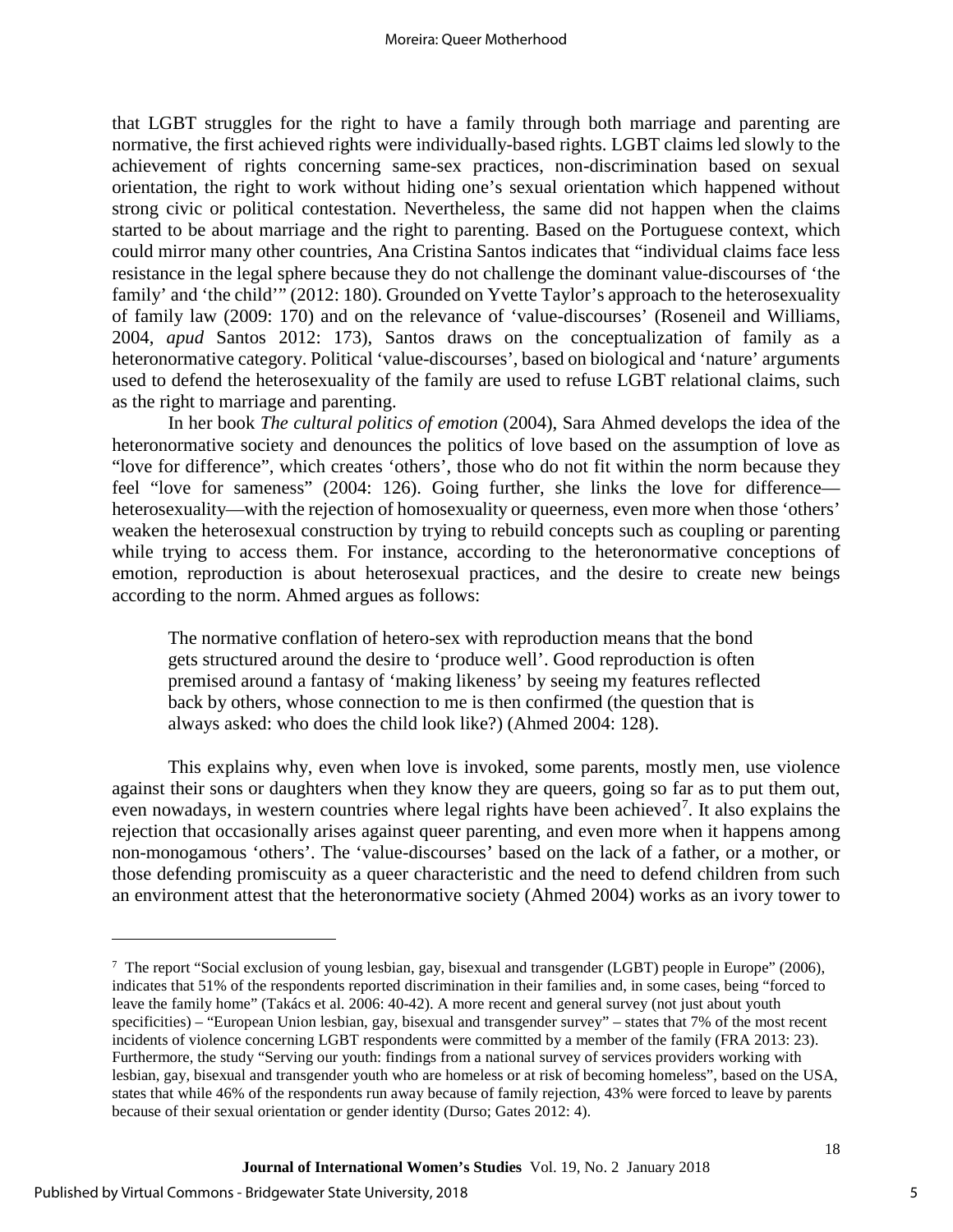that LGBT struggles for the right to have a family through both marriage and parenting are normative, the first achieved rights were individually-based rights. LGBT claims led slowly to the achievement of rights concerning same-sex practices, non-discrimination based on sexual orientation, the right to work without hiding one's sexual orientation which happened without strong civic or political contestation. Nevertheless, the same did not happen when the claims started to be about marriage and the right to parenting. Based on the Portuguese context, which could mirror many other countries, Ana Cristina Santos indicates that "individual claims face less resistance in the legal sphere because they do not challenge the dominant value-discourses of 'the family' and 'the child'" (2012: 180). Grounded on Yvette Taylor's approach to the heterosexuality of family law (2009: 170) and on the relevance of 'value-discourses' (Roseneil and Williams, 2004, *apud* Santos 2012: 173), Santos draws on the conceptualization of family as a heteronormative category. Political 'value-discourses', based on biological and 'nature' arguments used to defend the heterosexuality of the family are used to refuse LGBT relational claims, such as the right to marriage and parenting.

In her book *The cultural politics of emotion* (2004), Sara Ahmed develops the idea of the heteronormative society and denounces the politics of love based on the assumption of love as "love for difference", which creates 'others', those who do not fit within the norm because they feel "love for sameness" (2004: 126). Going further, she links the love for difference—heterosexuality—with the rejection of homosexuality or queerness, even more when those 'others' weaken the heterosexual construction by trying to rebuild concepts such as coupling or parenting while trying to access them. For instance, according to the heteronormative conceptions of emotion, reproduction is about heterosexual practices, and the desire to create new beings according to the norm. Ahmed argues as follows:

> The normative conflation of hetero-sex with reproduction means that the bond gets structured around the desire to 'produce well'. Good reproduction is often premised around a fantasy of 'making likeness' by seeing my features reflected back by others, whose connection to me is then confirmed (the question that is always asked: who does the child look like?) (Ahmed 2004: 128).

This explains why, even when love is invoked, some parents, mostly men, use violence against their sons or daughters when they know they are queers, going so far as to put them out, even nowadays, in western countries where legal rights have been achieved[7]. It also explains the rejection that occasionally arises against queer parenting, and even more when it happens among non-monogamous 'others'. The 'value-discourses' based on the lack of a father, or a mother, or those defending promiscuity as a queer characteristic and the need to defend children from such an environment attest that the heteronormative society (Ahmed 2004) works as an ivory tower to

---

[7] The report "Social exclusion of young lesbian, gay, bisexual and transgender (LGBT) people in Europe" (2006), indicates that 51% of the respondents reported discrimination in their families and, in some cases, being "forced to leave the family home" (Takács et al. 2006: 40-42). A more recent and general survey (not just about youth specificities) – "European Union lesbian, gay, bisexual and transgender survey" – states that 7% of the most recent incidents of violence concerning LGBT respondents were committed by a member of the family (FRA 2013: 23). Furthermore, the study "Serving our youth: findings from a national survey of services providers working with lesbian, gay, bisexual and transgender youth who are homeless or at risk of becoming homeless", based on the USA, states that while 46% of the respondents run away because of family rejection, 43% were forced to leave by parents because of their sexual orientation or gender identity (Durso; Gates 2012: 4).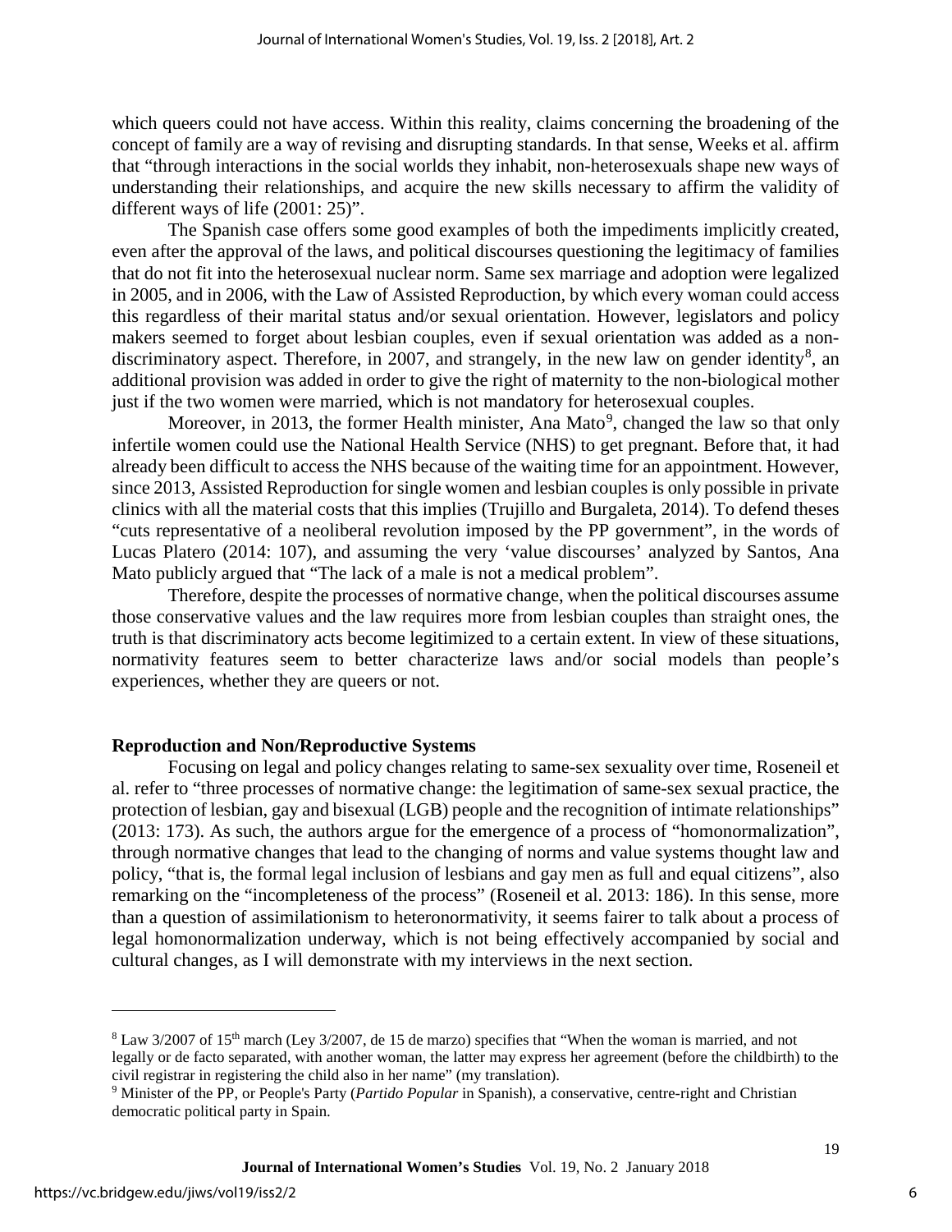which queers could not have access. Within this reality, claims concerning the broadening of the concept of family are a way of revising and disrupting standards. In that sense, Weeks et al. affirm that "through interactions in the social worlds they inhabit, non-heterosexuals shape new ways of understanding their relationships, and acquire the new skills necessary to affirm the validity of different ways of life (2001: 25)".

The Spanish case offers some good examples of both the impediments implicitly created, even after the approval of the laws, and political discourses questioning the legitimacy of families that do not fit into the heterosexual nuclear norm. Same sex marriage and adoption were legalized in 2005, and in 2006, with the Law of Assisted Reproduction, by which every woman could access this regardless of their marital status and/or sexual orientation. However, legislators and policy makers seemed to forget about lesbian couples, even if sexual orientation was added as a non-discriminatory aspect. Therefore, in 2007, and strangely, in the new law on gender identity[8], an additional provision was added in order to give the right of maternity to the non-biological mother just if the two women were married, which is not mandatory for heterosexual couples.

Moreover, in 2013, the former Health minister, Ana Mato[9], changed the law so that only infertile women could use the National Health Service (NHS) to get pregnant. Before that, it had already been difficult to access the NHS because of the waiting time for an appointment. However, since 2013, Assisted Reproduction for single women and lesbian couples is only possible in private clinics with all the material costs that this implies (Trujillo and Burgaleta, 2014). To defend theses "cuts representative of a neoliberal revolution imposed by the PP government", in the words of Lucas Platero (2014: 107), and assuming the very 'value discourses' analyzed by Santos, Ana Mato publicly argued that "The lack of a male is not a medical problem".

Therefore, despite the processes of normative change, when the political discourses assume those conservative values and the law requires more from lesbian couples than straight ones, the truth is that discriminatory acts become legitimized to a certain extent. In view of these situations, normativity features seem to better characterize laws and/or social models than people's experiences, whether they are queers or not.

## Reproduction and Non/Reproductive Systems

Focusing on legal and policy changes relating to same-sex sexuality over time, Roseneil et al. refer to "three processes of normative change: the legitimation of same-sex sexual practice, the protection of lesbian, gay and bisexual (LGB) people and the recognition of intimate relationships" (2013: 173). As such, the authors argue for the emergence of a process of "homonormalization", through normative changes that lead to the changing of norms and value systems thought law and policy, "that is, the formal legal inclusion of lesbians and gay men as full and equal citizens", also remarking on the "incompleteness of the process" (Roseneil et al. 2013: 186). In this sense, more than a question of assimilationism to heteronormativity, it seems fairer to talk about a process of legal homonormalization underway, which is not being effectively accompanied by social and cultural changes, as I will demonstrate with my interviews in the next section.

---

[8] Law 3/2007 of 15th march (Ley 3/2007, de 15 de marzo) specifies that "When the woman is married, and not legally or de facto separated, with another woman, the latter may express her agreement (before the childbirth) to the civil registrar in registering the child also in her name" (my translation).

[9] Minister of the PP, or People's Party (*Partido Popular* in Spanish), a conservative, centre-right and Christian democratic political party in Spain.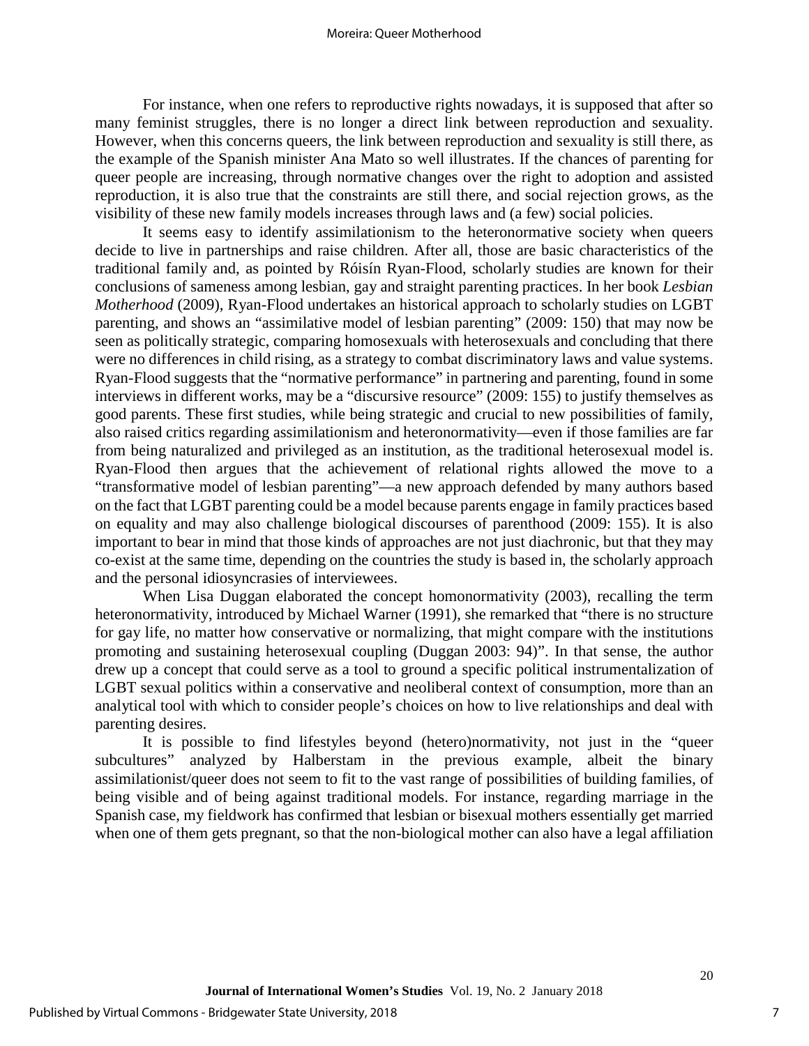For instance, when one refers to reproductive rights nowadays, it is supposed that after so many feminist struggles, there is no longer a direct link between reproduction and sexuality. However, when this concerns queers, the link between reproduction and sexuality is still there, as the example of the Spanish minister Ana Mato so well illustrates. If the chances of parenting for queer people are increasing, through normative changes over the right to adoption and assisted reproduction, it is also true that the constraints are still there, and social rejection grows, as the visibility of these new family models increases through laws and (a few) social policies.

It seems easy to identify assimilationism to the heteronormative society when queers decide to live in partnerships and raise children. After all, those are basic characteristics of the traditional family and, as pointed by Róisín Ryan-Flood, scholarly studies are known for their conclusions of sameness among lesbian, gay and straight parenting practices. In her book *Lesbian Motherhood* (2009), Ryan-Flood undertakes an historical approach to scholarly studies on LGBT parenting, and shows an "assimilative model of lesbian parenting" (2009: 150) that may now be seen as politically strategic, comparing homosexuals with heterosexuals and concluding that there were no differences in child rising, as a strategy to combat discriminatory laws and value systems. Ryan-Flood suggests that the "normative performance" in partnering and parenting, found in some interviews in different works, may be a "discursive resource" (2009: 155) to justify themselves as good parents. These first studies, while being strategic and crucial to new possibilities of family, also raised critics regarding assimilationism and heteronormativity—even if those families are far from being naturalized and privileged as an institution, as the traditional heterosexual model is. Ryan-Flood then argues that the achievement of relational rights allowed the move to a "transformative model of lesbian parenting"—a new approach defended by many authors based on the fact that LGBT parenting could be a model because parents engage in family practices based on equality and may also challenge biological discourses of parenthood (2009: 155). It is also important to bear in mind that those kinds of approaches are not just diachronic, but that they may co-exist at the same time, depending on the countries the study is based in, the scholarly approach and the personal idiosyncrasies of interviewees.

When Lisa Duggan elaborated the concept homonormativity (2003), recalling the term heteronormativity, introduced by Michael Warner (1991), she remarked that "there is no structure for gay life, no matter how conservative or normalizing, that might compare with the institutions promoting and sustaining heterosexual coupling (Duggan 2003: 94)". In that sense, the author drew up a concept that could serve as a tool to ground a specific political instrumentalization of LGBT sexual politics within a conservative and neoliberal context of consumption, more than an analytical tool with which to consider people's choices on how to live relationships and deal with parenting desires.

It is possible to find lifestyles beyond (hetero)normativity, not just in the "queer subcultures" analyzed by Halberstam in the previous example, albeit the binary assimilationist/queer does not seem to fit to the vast range of possibilities of building families, of being visible and of being against traditional models. For instance, regarding marriage in the Spanish case, my fieldwork has confirmed that lesbian or bisexual mothers essentially get married when one of them gets pregnant, so that the non-biological mother can also have a legal affiliation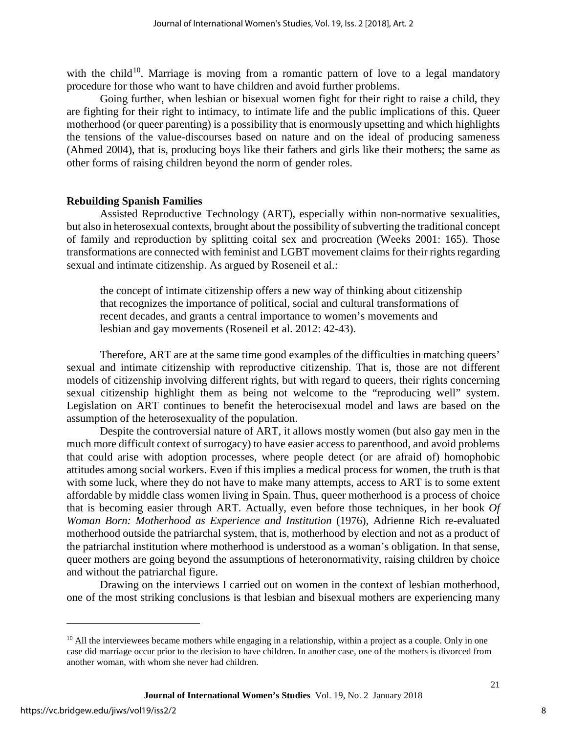with the child[10]. Marriage is moving from a romantic pattern of love to a legal mandatory procedure for those who want to have children and avoid further problems.

Going further, when lesbian or bisexual women fight for their right to raise a child, they are fighting for their right to intimacy, to intimate life and the public implications of this. Queer motherhood (or queer parenting) is a possibility that is enormously upsetting and which highlights the tensions of the value-discourses based on nature and on the ideal of producing sameness (Ahmed 2004), that is, producing boys like their fathers and girls like their mothers; the same as other forms of raising children beyond the norm of gender roles.

## Rebuilding Spanish Families

Assisted Reproductive Technology (ART), especially within non-normative sexualities, but also in heterosexual contexts, brought about the possibility of subverting the traditional concept of family and reproduction by splitting coital sex and procreation (Weeks 2001: 165). Those transformations are connected with feminist and LGBT movement claims for their rights regarding sexual and intimate citizenship. As argued by Roseneil et al.:

> the concept of intimate citizenship offers a new way of thinking about citizenship that recognizes the importance of political, social and cultural transformations of recent decades, and grants a central importance to women's movements and lesbian and gay movements (Roseneil et al. 2012: 42-43).

Therefore, ART are at the same time good examples of the difficulties in matching queers' sexual and intimate citizenship with reproductive citizenship. That is, those are not different models of citizenship involving different rights, but with regard to queers, their rights concerning sexual citizenship highlight them as being not welcome to the "reproducing well" system. Legislation on ART continues to benefit the heterocisexual model and laws are based on the assumption of the heterosexuality of the population.

Despite the controversial nature of ART, it allows mostly women (but also gay men in the much more difficult context of surrogacy) to have easier access to parenthood, and avoid problems that could arise with adoption processes, where people detect (or are afraid of) homophobic attitudes among social workers. Even if this implies a medical process for women, the truth is that with some luck, where they do not have to make many attempts, access to ART is to some extent affordable by middle class women living in Spain. Thus, queer motherhood is a process of choice that is becoming easier through ART. Actually, even before those techniques, in her book *Of Woman Born: Motherhood as Experience and Institution* (1976), Adrienne Rich re-evaluated motherhood outside the patriarchal system, that is, motherhood by election and not as a product of the patriarchal institution where motherhood is understood as a woman's obligation. In that sense, queer mothers are going beyond the assumptions of heteronormativity, raising children by choice and without the patriarchal figure.

Drawing on the interviews I carried out on women in the context of lesbian motherhood, one of the most striking conclusions is that lesbian and bisexual mothers are experiencing many

---

[10] All the interviewees became mothers while engaging in a relationship, within a project as a couple. Only in one case did marriage occur prior to the decision to have children. In another case, one of the mothers is divorced from another woman, with whom she never had children.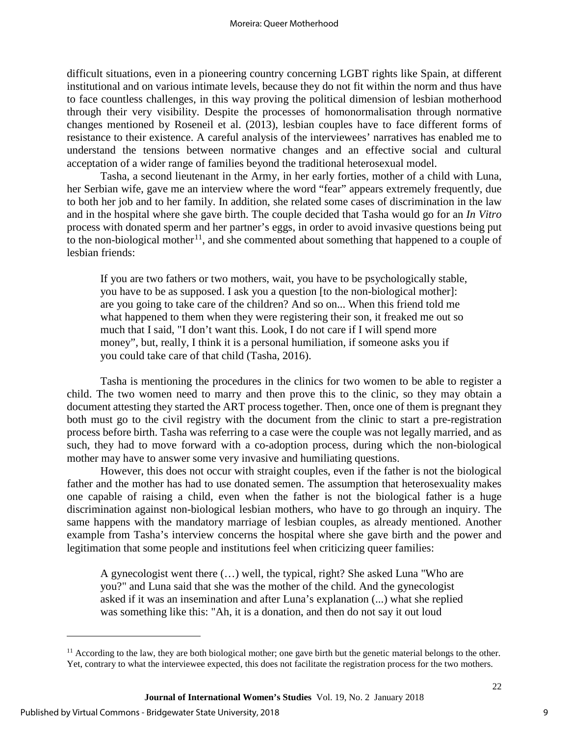difficult situations, even in a pioneering country concerning LGBT rights like Spain, at different institutional and on various intimate levels, because they do not fit within the norm and thus have to face countless challenges, in this way proving the political dimension of lesbian motherhood through their very visibility. Despite the processes of homonormalisation through normative changes mentioned by Roseneil et al. (2013), lesbian couples have to face different forms of resistance to their existence. A careful analysis of the interviewees' narratives has enabled me to understand the tensions between normative changes and an effective social and cultural acceptation of a wider range of families beyond the traditional heterosexual model.

Tasha, a second lieutenant in the Army, in her early forties, mother of a child with Luna, her Serbian wife, gave me an interview where the word "fear" appears extremely frequently, due to both her job and to her family. In addition, she related some cases of discrimination in the law and in the hospital where she gave birth. The couple decided that Tasha would go for an *In Vitro* process with donated sperm and her partner's eggs, in order to avoid invasive questions being put to the non-biological mother[11], and she commented about something that happened to a couple of lesbian friends:

> If you are two fathers or two mothers, wait, you have to be psychologically stable, you have to be as supposed. I ask you a question [to the non-biological mother]: are you going to take care of the children? And so on... When this friend told me what happened to them when they were registering their son, it freaked me out so much that I said, "I don't want this. Look, I do not care if I will spend more money", but, really, I think it is a personal humiliation, if someone asks you if you could take care of that child (Tasha, 2016).

Tasha is mentioning the procedures in the clinics for two women to be able to register a child. The two women need to marry and then prove this to the clinic, so they may obtain a document attesting they started the ART process together. Then, once one of them is pregnant they both must go to the civil registry with the document from the clinic to start a pre-registration process before birth. Tasha was referring to a case were the couple was not legally married, and as such, they had to move forward with a co-adoption process, during which the non-biological mother may have to answer some very invasive and humiliating questions.

However, this does not occur with straight couples, even if the father is not the biological father and the mother has had to use donated semen. The assumption that heterosexuality makes one capable of raising a child, even when the father is not the biological father is a huge discrimination against non-biological lesbian mothers, who have to go through an inquiry. The same happens with the mandatory marriage of lesbian couples, as already mentioned. Another example from Tasha's interview concerns the hospital where she gave birth and the power and legitimation that some people and institutions feel when criticizing queer families:

> A gynecologist went there (…) well, the typical, right? She asked Luna "Who are you?" and Luna said that she was the mother of the child. And the gynecologist asked if it was an insemination and after Luna's explanation (...) what she replied was something like this: "Ah, it is a donation, and then do not say it out loud

[11] According to the law, they are both biological mother; one gave birth but the genetic material belongs to the other. Yet, contrary to what the interviewee expected, this does not facilitate the registration process for the two mothers.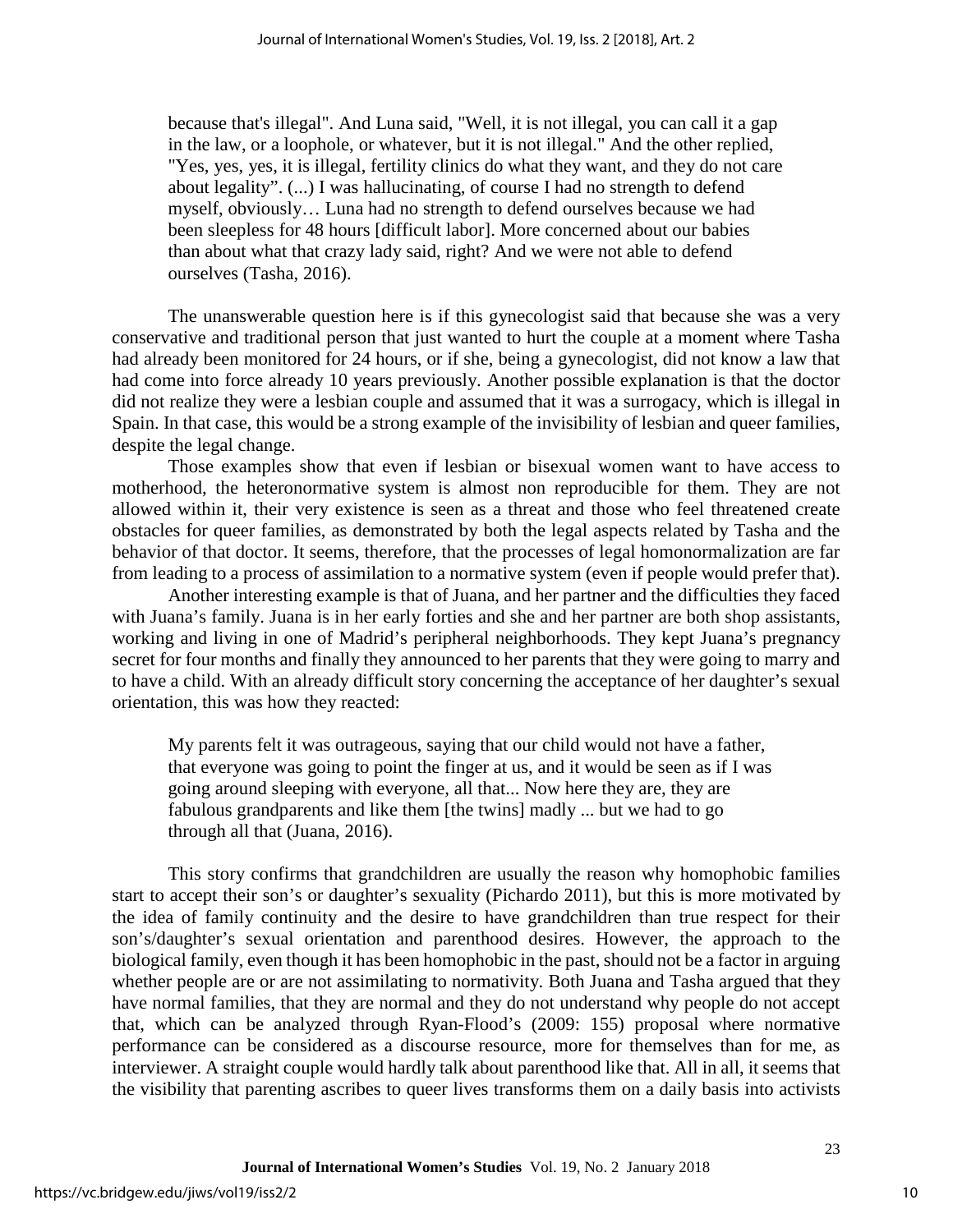> because that's illegal". And Luna said, "Well, it is not illegal, you can call it a gap in the law, or a loophole, or whatever, but it is not illegal." And the other replied, "Yes, yes, yes, it is illegal, fertility clinics do what they want, and they do not care about legality". (...) I was hallucinating, of course I had no strength to defend myself, obviously… Luna had no strength to defend ourselves because we had been sleepless for 48 hours [difficult labor]. More concerned about our babies than about what that crazy lady said, right? And we were not able to defend ourselves (Tasha, 2016).

The unanswerable question here is if this gynecologist said that because she was a very conservative and traditional person that just wanted to hurt the couple at a moment where Tasha had already been monitored for 24 hours, or if she, being a gynecologist, did not know a law that had come into force already 10 years previously. Another possible explanation is that the doctor did not realize they were a lesbian couple and assumed that it was a surrogacy, which is illegal in Spain. In that case, this would be a strong example of the invisibility of lesbian and queer families, despite the legal change.

Those examples show that even if lesbian or bisexual women want to have access to motherhood, the heteronormative system is almost non reproducible for them. They are not allowed within it, their very existence is seen as a threat and those who feel threatened create obstacles for queer families, as demonstrated by both the legal aspects related by Tasha and the behavior of that doctor. It seems, therefore, that the processes of legal homonormalization are far from leading to a process of assimilation to a normative system (even if people would prefer that).

Another interesting example is that of Juana, and her partner and the difficulties they faced with Juana's family. Juana is in her early forties and she and her partner are both shop assistants, working and living in one of Madrid's peripheral neighborhoods. They kept Juana's pregnancy secret for four months and finally they announced to her parents that they were going to marry and to have a child. With an already difficult story concerning the acceptance of her daughter's sexual orientation, this was how they reacted:

> My parents felt it was outrageous, saying that our child would not have a father, that everyone was going to point the finger at us, and it would be seen as if I was going around sleeping with everyone, all that... Now here they are, they are fabulous grandparents and like them [the twins] madly ... but we had to go through all that (Juana, 2016).

This story confirms that grandchildren are usually the reason why homophobic families start to accept their son's or daughter's sexuality (Pichardo 2011), but this is more motivated by the idea of family continuity and the desire to have grandchildren than true respect for their son's/daughter's sexual orientation and parenthood desires. However, the approach to the biological family, even though it has been homophobic in the past, should not be a factor in arguing whether people are or are not assimilating to normativity. Both Juana and Tasha argued that they have normal families, that they are normal and they do not understand why people do not accept that, which can be analyzed through Ryan-Flood's (2009: 155) proposal where normative performance can be considered as a discourse resource, more for themselves than for me, as interviewer. A straight couple would hardly talk about parenthood like that. All in all, it seems that the visibility that parenting ascribes to queer lives transforms them on a daily basis into activists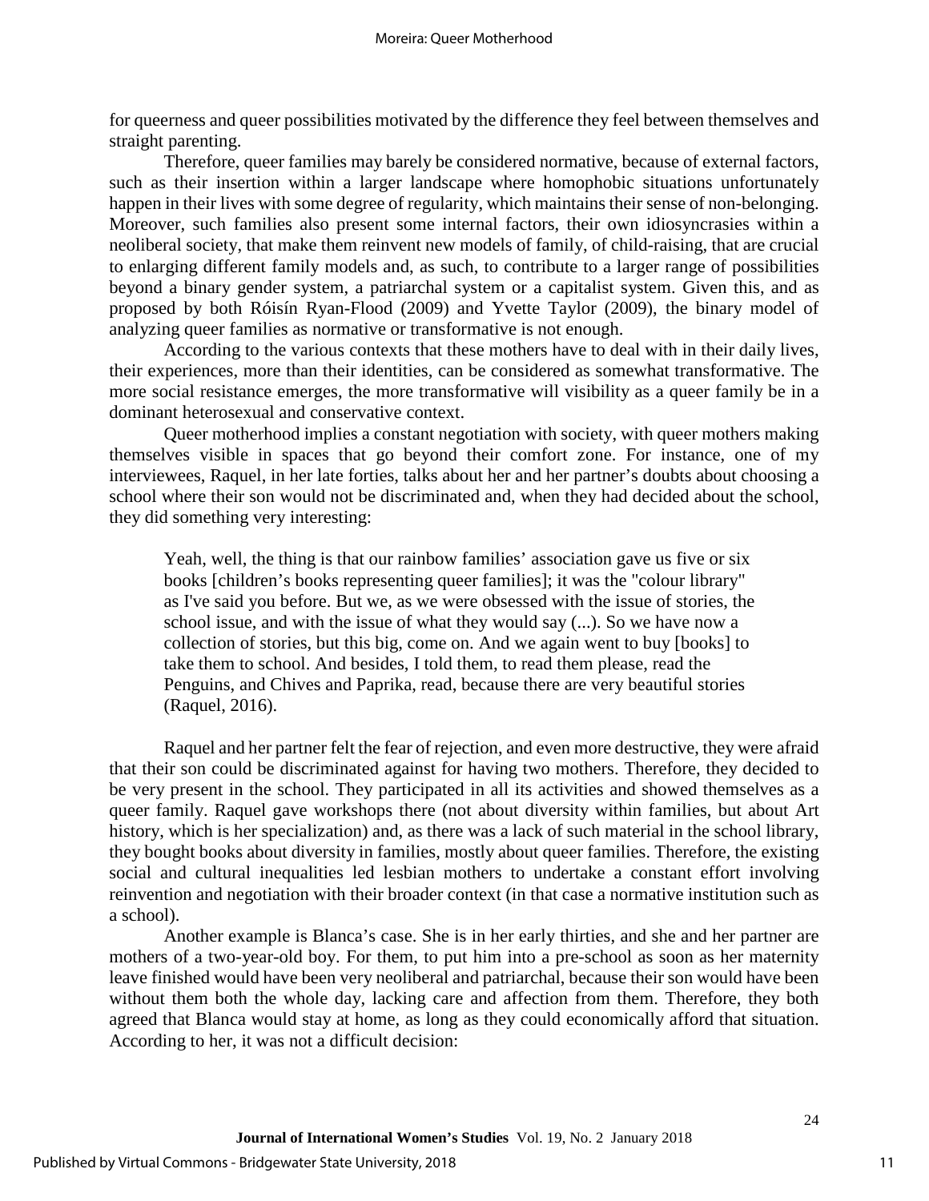for queerness and queer possibilities motivated by the difference they feel between themselves and straight parenting.

Therefore, queer families may barely be considered normative, because of external factors, such as their insertion within a larger landscape where homophobic situations unfortunately happen in their lives with some degree of regularity, which maintains their sense of non-belonging. Moreover, such families also present some internal factors, their own idiosyncrasies within a neoliberal society, that make them reinvent new models of family, of child-raising, that are crucial to enlarging different family models and, as such, to contribute to a larger range of possibilities beyond a binary gender system, a patriarchal system or a capitalist system. Given this, and as proposed by both Róisín Ryan-Flood (2009) and Yvette Taylor (2009), the binary model of analyzing queer families as normative or transformative is not enough.

According to the various contexts that these mothers have to deal with in their daily lives, their experiences, more than their identities, can be considered as somewhat transformative. The more social resistance emerges, the more transformative will visibility as a queer family be in a dominant heterosexual and conservative context.

Queer motherhood implies a constant negotiation with society, with queer mothers making themselves visible in spaces that go beyond their comfort zone. For instance, one of my interviewees, Raquel, in her late forties, talks about her and her partner's doubts about choosing a school where their son would not be discriminated and, when they had decided about the school, they did something very interesting:

> Yeah, well, the thing is that our rainbow families' association gave us five or six books [children's books representing queer families]; it was the "colour library" as I've said you before. But we, as we were obsessed with the issue of stories, the school issue, and with the issue of what they would say (...). So we have now a collection of stories, but this big, come on. And we again went to buy [books] to take them to school. And besides, I told them, to read them please, read the Penguins, and Chives and Paprika, read, because there are very beautiful stories (Raquel, 2016).

Raquel and her partner felt the fear of rejection, and even more destructive, they were afraid that their son could be discriminated against for having two mothers. Therefore, they decided to be very present in the school. They participated in all its activities and showed themselves as a queer family. Raquel gave workshops there (not about diversity within families, but about Art history, which is her specialization) and, as there was a lack of such material in the school library, they bought books about diversity in families, mostly about queer families. Therefore, the existing social and cultural inequalities led lesbian mothers to undertake a constant effort involving reinvention and negotiation with their broader context (in that case a normative institution such as a school).

Another example is Blanca's case. She is in her early thirties, and she and her partner are mothers of a two-year-old boy. For them, to put him into a pre-school as soon as her maternity leave finished would have been very neoliberal and patriarchal, because their son would have been without them both the whole day, lacking care and affection from them. Therefore, they both agreed that Blanca would stay at home, as long as they could economically afford that situation. According to her, it was not a difficult decision: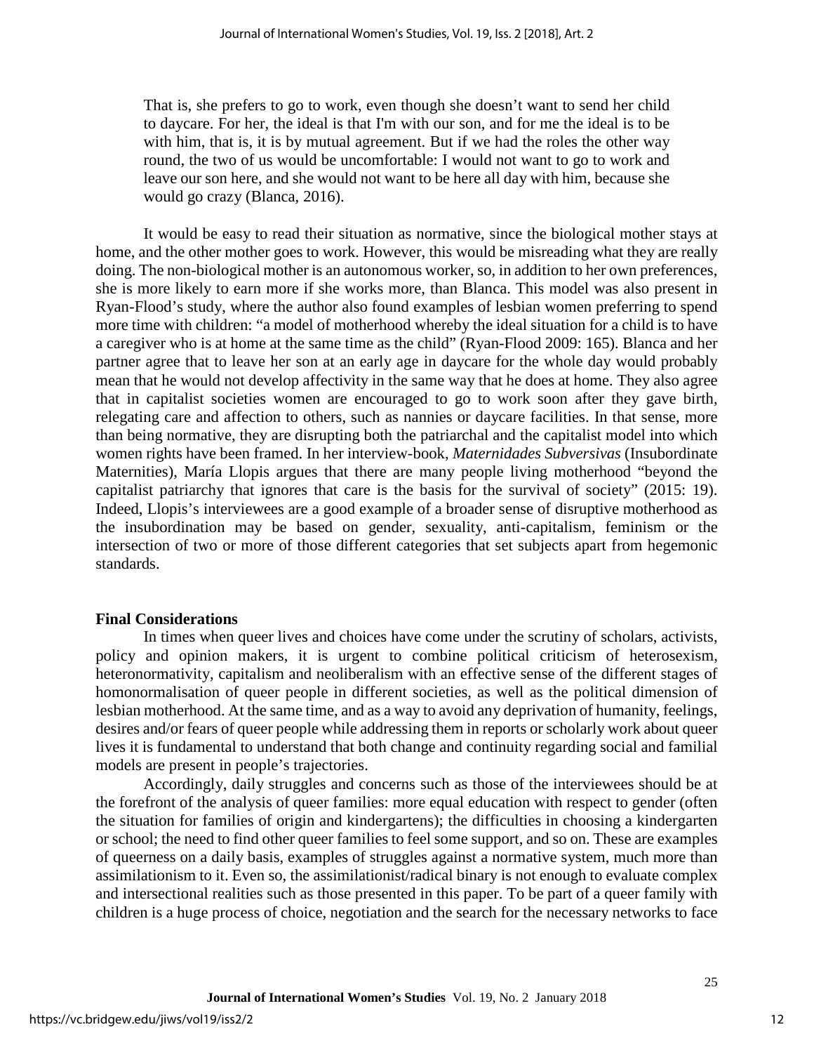> That is, she prefers to go to work, even though she doesn't want to send her child to daycare. For her, the ideal is that I'm with our son, and for me the ideal is to be with him, that is, it is by mutual agreement. But if we had the roles the other way round, the two of us would be uncomfortable: I would not want to go to work and leave our son here, and she would not want to be here all day with him, because she would go crazy (Blanca, 2016).

It would be easy to read their situation as normative, since the biological mother stays at home, and the other mother goes to work. However, this would be misreading what they are really doing. The non-biological mother is an autonomous worker, so, in addition to her own preferences, she is more likely to earn more if she works more, than Blanca. This model was also present in Ryan-Flood's study, where the author also found examples of lesbian women preferring to spend more time with children: "a model of motherhood whereby the ideal situation for a child is to have a caregiver who is at home at the same time as the child" (Ryan-Flood 2009: 165). Blanca and her partner agree that to leave her son at an early age in daycare for the whole day would probably mean that he would not develop affectivity in the same way that he does at home. They also agree that in capitalist societies women are encouraged to go to work soon after they gave birth, relegating care and affection to others, such as nannies or daycare facilities. In that sense, more than being normative, they are disrupting both the patriarchal and the capitalist model into which women rights have been framed. In her interview-book, *Maternidades Subversivas* (Insubordinate Maternities), María Llopis argues that there are many people living motherhood "beyond the capitalist patriarchy that ignores that care is the basis for the survival of society" (2015: 19). Indeed, Llopis's interviewees are a good example of a broader sense of disruptive motherhood as the insubordination may be based on gender, sexuality, anti-capitalism, feminism or the intersection of two or more of those different categories that set subjects apart from hegemonic standards.

## Final Considerations

In times when queer lives and choices have come under the scrutiny of scholars, activists, policy and opinion makers, it is urgent to combine political criticism of heterosexism, heteronormativity, capitalism and neoliberalism with an effective sense of the different stages of homonormalisation of queer people in different societies, as well as the political dimension of lesbian motherhood. At the same time, and as a way to avoid any deprivation of humanity, feelings, desires and/or fears of queer people while addressing them in reports or scholarly work about queer lives it is fundamental to understand that both change and continuity regarding social and familial models are present in people's trajectories.

Accordingly, daily struggles and concerns such as those of the interviewees should be at the forefront of the analysis of queer families: more equal education with respect to gender (often the situation for families of origin and kindergartens); the difficulties in choosing a kindergarten or school; the need to find other queer families to feel some support, and so on. These are examples of queerness on a daily basis, examples of struggles against a normative system, much more than assimilationism to it. Even so, the assimilationist/radical binary is not enough to evaluate complex and intersectional realities such as those presented in this paper. To be part of a queer family with children is a huge process of choice, negotiation and the search for the necessary networks to face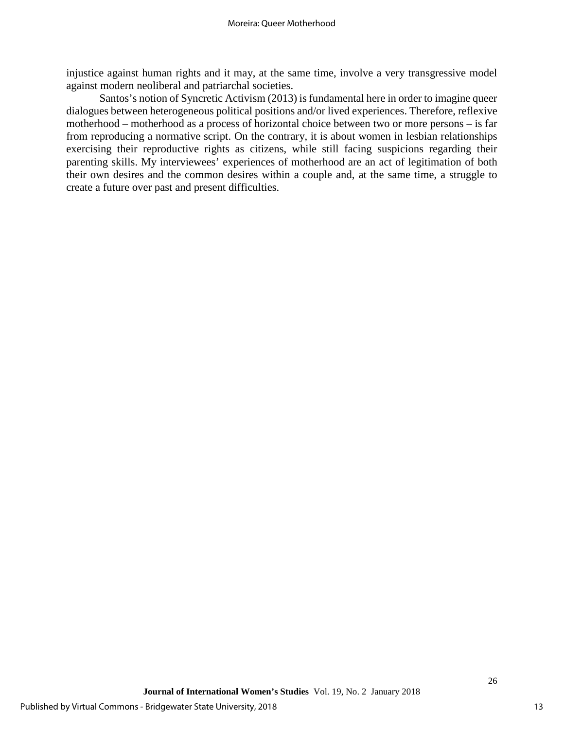injustice against human rights and it may, at the same time, involve a very transgressive model against modern neoliberal and patriarchal societies.

Santos's notion of Syncretic Activism (2013) is fundamental here in order to imagine queer dialogues between heterogeneous political positions and/or lived experiences. Therefore, reflexive motherhood – motherhood as a process of horizontal choice between two or more persons – is far from reproducing a normative script. On the contrary, it is about women in lesbian relationships exercising their reproductive rights as citizens, while still facing suspicions regarding their parenting skills. My interviewees' experiences of motherhood are an act of legitimation of both their own desires and the common desires within a couple and, at the same time, a struggle to create a future over past and present difficulties.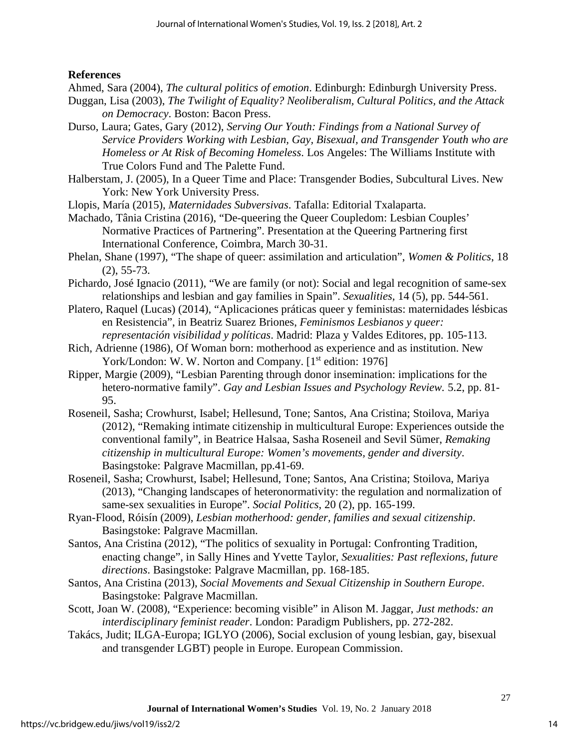## References

Ahmed, Sara (2004), *The cultural politics of emotion*. Edinburgh: Edinburgh University Press.

Duggan, Lisa (2003), *The Twilight of Equality? Neoliberalism, Cultural Politics, and the Attack on Democracy*. Boston: Bacon Press.

Durso, Laura; Gates, Gary (2012), *Serving Our Youth: Findings from a National Survey of Service Providers Working with Lesbian, Gay, Bisexual, and Transgender Youth who are Homeless or At Risk of Becoming Homeless*. Los Angeles: The Williams Institute with True Colors Fund and The Palette Fund.

Halberstam, J. (2005), In a Queer Time and Place: Transgender Bodies, Subcultural Lives. New York: New York University Press.

Llopis, María (2015), *Maternidades Subversivas*. Tafalla: Editorial Txalaparta.

Machado, Tânia Cristina (2016), "De-queering the Queer Coupledom: Lesbian Couples' Normative Practices of Partnering". Presentation at the Queering Partnering first International Conference, Coimbra, March 30-31.

Phelan, Shane (1997), "The shape of queer: assimilation and articulation", *Women & Politics*, 18 (2), 55-73.

Pichardo, José Ignacio (2011), "We are family (or not): Social and legal recognition of same-sex relationships and lesbian and gay families in Spain". *Sexualities*, 14 (5), pp. 544-561.

Platero, Raquel (Lucas) (2014), "Aplicaciones práticas queer y feministas: maternidades lésbicas en Resistencia", in Beatriz Suarez Briones, *Feminismos Lesbianos y queer: representación visibilidad y políticas*. Madrid: Plaza y Valdes Editores, pp. 105-113.

Rich, Adrienne (1986), Of Woman born: motherhood as experience and as institution. New York/London: W. W. Norton and Company. [1st edition: 1976]

Ripper, Margie (2009), "Lesbian Parenting through donor insemination: implications for the hetero-normative family". *Gay and Lesbian Issues and Psychology Review.* 5.2, pp. 81-95.

Roseneil, Sasha; Crowhurst, Isabel; Hellesund, Tone; Santos, Ana Cristina; Stoilova, Mariya (2012), "Remaking intimate citizenship in multicultural Europe: Experiences outside the conventional family", in Beatrice Halsaa, Sasha Roseneil and Sevil Sümer, *Remaking citizenship in multicultural Europe: Women's movements, gender and diversity*. Basingstoke: Palgrave Macmillan, pp.41-69.

Roseneil, Sasha; Crowhurst, Isabel; Hellesund, Tone; Santos, Ana Cristina; Stoilova, Mariya (2013), "Changing landscapes of heteronormativity: the regulation and normalization of same-sex sexualities in Europe". *Social Politics*, 20 (2), pp. 165-199.

Ryan-Flood, Róisín (2009), *Lesbian motherhood: gender, families and sexual citizenship*. Basingstoke: Palgrave Macmillan.

Santos, Ana Cristina (2012), "The politics of sexuality in Portugal: Confronting Tradition, enacting change", in Sally Hines and Yvette Taylor, *Sexualities: Past reflexions, future directions*. Basingstoke: Palgrave Macmillan, pp. 168-185.

Santos, Ana Cristina (2013), *Social Movements and Sexual Citizenship in Southern Europe*. Basingstoke: Palgrave Macmillan.

Scott, Joan W. (2008), "Experience: becoming visible" in Alison M. Jaggar, *Just methods: an interdisciplinary feminist reader*. London: Paradigm Publishers, pp. 272-282.

Takács, Judit; ILGA-Europa; IGLYO (2006), Social exclusion of young lesbian, gay, bisexual and transgender LGBT) people in Europe. European Commission.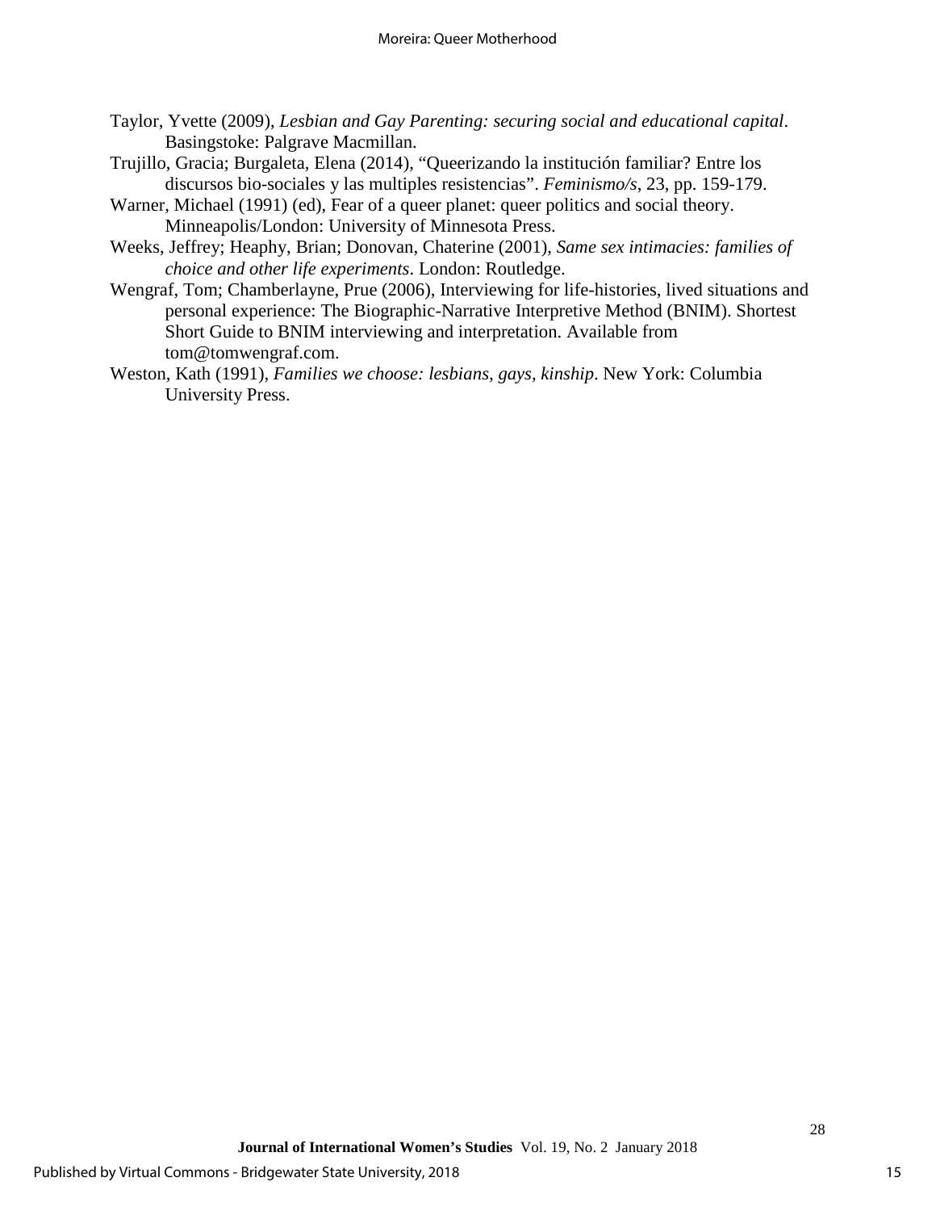Taylor, Yvette (2009), *Lesbian and Gay Parenting: securing social and educational capital*. Basingstoke: Palgrave Macmillan.

Trujillo, Gracia; Burgaleta, Elena (2014), "Queerizando la institución familiar? Entre los discursos bio-sociales y las multiples resistencias". *Feminismo/s*, 23, pp. 159-179.

Warner, Michael (1991) (ed), Fear of a queer planet: queer politics and social theory. Minneapolis/London: University of Minnesota Press.

Weeks, Jeffrey; Heaphy, Brian; Donovan, Chaterine (2001), *Same sex intimacies: families of choice and other life experiments*. London: Routledge.

Wengraf, Tom; Chamberlayne, Prue (2006), Interviewing for life-histories, lived situations and personal experience: The Biographic-Narrative Interpretive Method (BNIM). Shortest Short Guide to BNIM interviewing and interpretation. Available from tom@tomwengraf.com.

Weston, Kath (1991), *Families we choose: lesbians, gays, kinship*. New York: Columbia University Press.